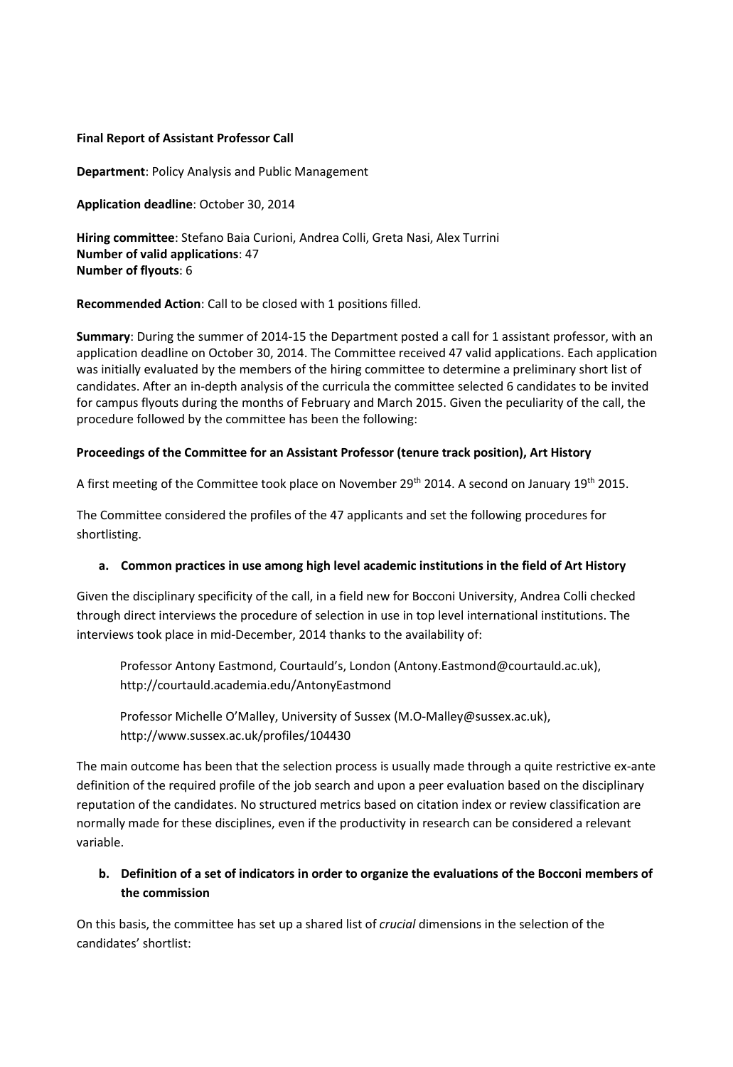**Final Report of Assistant Professor Call**

**Department**: Policy Analysis and Public Management

**Application deadline**: October 30, 2014

**Hiring committee**: Stefano Baia Curioni, Andrea Colli, Greta Nasi, Alex Turrini
**Number of valid applications**: 47
**Number of flyouts**: 6

**Recommended Action**: Call to be closed with 1 positions filled.

**Summary**: During the summer of 2014-15 the Department posted a call for 1 assistant professor, with an application deadline on October 30, 2014. The Committee received 47 valid applications. Each application was initially evaluated by the members of the hiring committee to determine a preliminary short list of candidates. After an in-depth analysis of the curricula the committee selected 6 candidates to be invited for campus flyouts during the months of February and March 2015. Given the peculiarity of the call, the procedure followed by the committee has been the following:

**Proceedings of the Committee for an Assistant Professor (tenure track position), Art History**

A first meeting of the Committee took place on November 29th 2014. A second on January 19th 2015.

The Committee considered the profiles of the 47 applicants and set the following procedures for shortlisting.

**a. Common practices in use among high level academic institutions in the field of Art History**

Given the disciplinary specificity of the call, in a field new for Bocconi University, Andrea Colli checked through direct interviews the procedure of selection in use in top level international institutions. The interviews took place in mid-December, 2014 thanks to the availability of:

> Professor Antony Eastmond, Courtauld's, London (Antony.Eastmond@courtauld.ac.uk), http://courtauld.academia.edu/AntonyEastmond
>
> Professor Michelle O'Malley, University of Sussex (M.O-Malley@sussex.ac.uk), http://www.sussex.ac.uk/profiles/104430

The main outcome has been that the selection process is usually made through a quite restrictive ex-ante definition of the required profile of the job search and upon a peer evaluation based on the disciplinary reputation of the candidates. No structured metrics based on citation index or review classification are normally made for these disciplines, even if the productivity in research can be considered a relevant variable.

**b. Definition of a set of indicators in order to organize the evaluations of the Bocconi members of the commission**

On this basis, the committee has set up a shared list of *crucial* dimensions in the selection of the candidates' shortlist: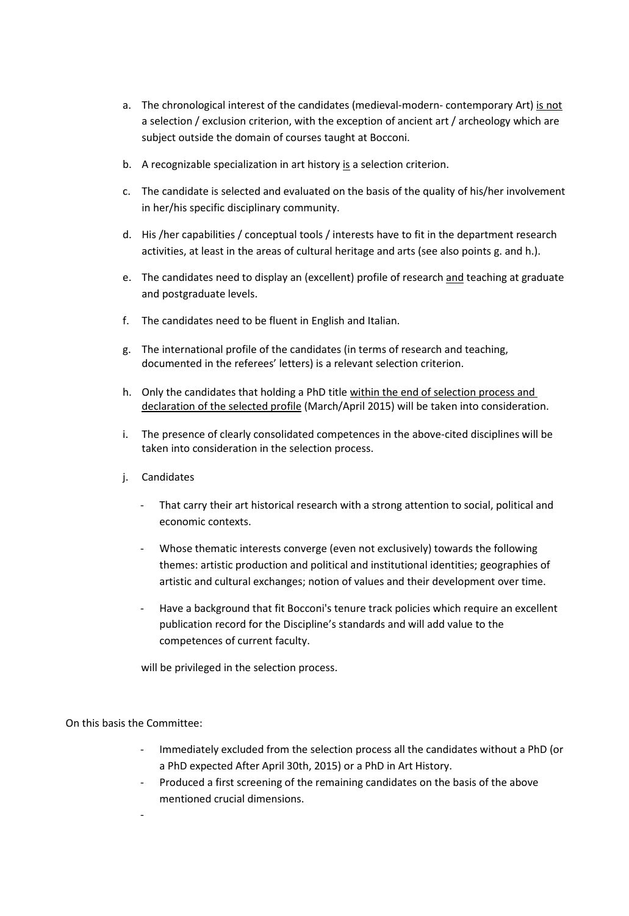a. The chronological interest of the candidates (medieval-modern- contemporary Art) <u>is not</u> a selection / exclusion criterion, with the exception of ancient art / archeology which are subject outside the domain of courses taught at Bocconi.

b. A recognizable specialization in art history <u>is</u> a selection criterion.

c. The candidate is selected and evaluated on the basis of the quality of his/her involvement in her/his specific disciplinary community.

d. His /her capabilities / conceptual tools / interests have to fit in the department research activities, at least in the areas of cultural heritage and arts (see also points g. and h.).

e. The candidates need to display an (excellent) profile of research <u>and</u> teaching at graduate and postgraduate levels.

f. The candidates need to be fluent in English and Italian.

g. The international profile of the candidates (in terms of research and teaching, documented in the referees' letters) is a relevant selection criterion.

h. Only the candidates that holding a PhD title <u>within the end of selection process and declaration of the selected profile</u> (March/April 2015) will be taken into consideration.

i. The presence of clearly consolidated competences in the above-cited disciplines will be taken into consideration in the selection process.

j. Candidates

   - That carry their art historical research with a strong attention to social, political and economic contexts.
   - Whose thematic interests converge (even not exclusively) towards the following themes: artistic production and political and institutional identities; geographies of artistic and cultural exchanges; notion of values and their development over time.
   - Have a background that fit Bocconi's tenure track policies which require an excellent publication record for the Discipline's standards and will add value to the competences of current faculty.

   will be privileged in the selection process.

On this basis the Committee:

- Immediately excluded from the selection process all the candidates without a PhD (or a PhD expected After April 30th, 2015) or a PhD in Art History.
- Produced a first screening of the remaining candidates on the basis of the above mentioned crucial dimensions.
-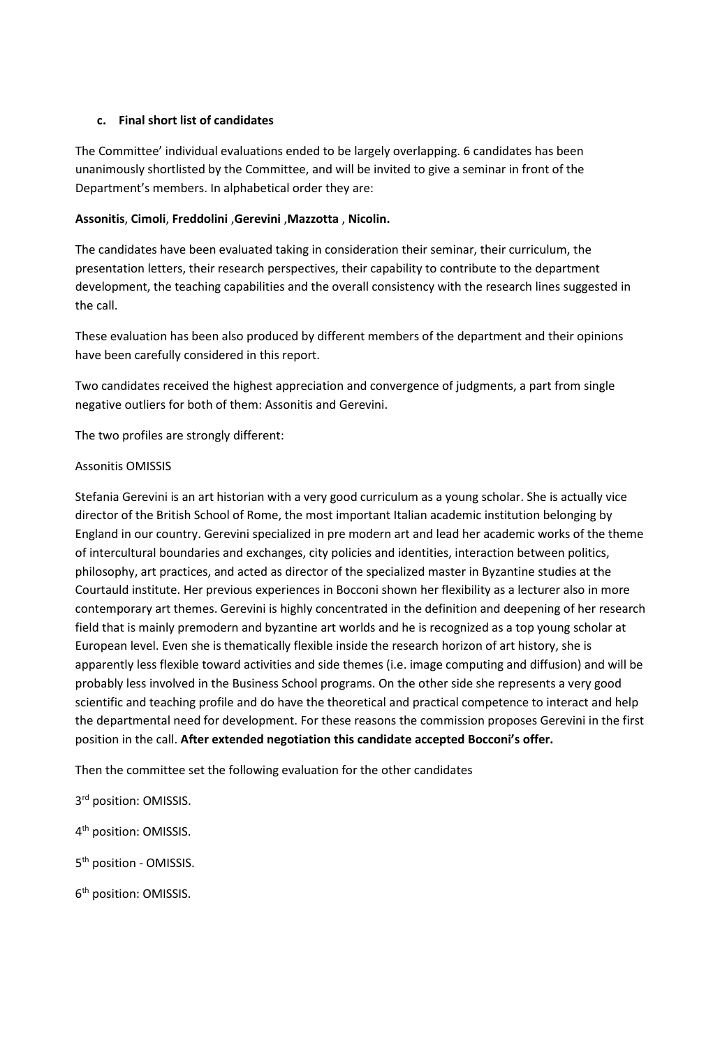### c. Final short list of candidates

The Committee' individual evaluations ended to be largely overlapping. 6 candidates has been unanimously shortlisted by the Committee, and will be invited to give a seminar in front of the Department's members. In alphabetical order they are:

**Assonitis**, **Cimoli**, **Freddolini** ,**Gerevini** ,**Mazzotta** , **Nicolin.**

The candidates have been evaluated taking in consideration their seminar, their curriculum, the presentation letters, their research perspectives, their capability to contribute to the department development, the teaching capabilities and the overall consistency with the research lines suggested in the call.

These evaluation has been also produced by different members of the department and their opinions have been carefully considered in this report.

Two candidates received the highest appreciation and convergence of judgments, a part from single negative outliers for both of them: Assonitis and Gerevini.

The two profiles are strongly different:

Assonitis OMISSIS

Stefania Gerevini is an art historian with a very good curriculum as a young scholar. She is actually vice director of the British School of Rome, the most important Italian academic institution belonging by England in our country. Gerevini specialized in pre modern art and lead her academic works of the theme of intercultural boundaries and exchanges, city policies and identities, interaction between politics, philosophy, art practices, and acted as director of the specialized master in Byzantine studies at the Courtauld institute. Her previous experiences in Bocconi shown her flexibility as a lecturer also in more contemporary art themes. Gerevini is highly concentrated in the definition and deepening of her research field that is mainly premodern and byzantine art worlds and he is recognized as a top young scholar at European level. Even she is thematically flexible inside the research horizon of art history, she is apparently less flexible toward activities and side themes (i.e. image computing and diffusion) and will be probably less involved in the Business School programs. On the other side she represents a very good scientific and teaching profile and do have the theoretical and practical competence to interact and help the departmental need for development. For these reasons the commission proposes Gerevini in the first position in the call. **After extended negotiation this candidate accepted Bocconi's offer.**

Then the committee set the following evaluation for the other candidates

3rd position: OMISSIS.

4th position: OMISSIS.

5th position - OMISSIS.

6th position: OMISSIS.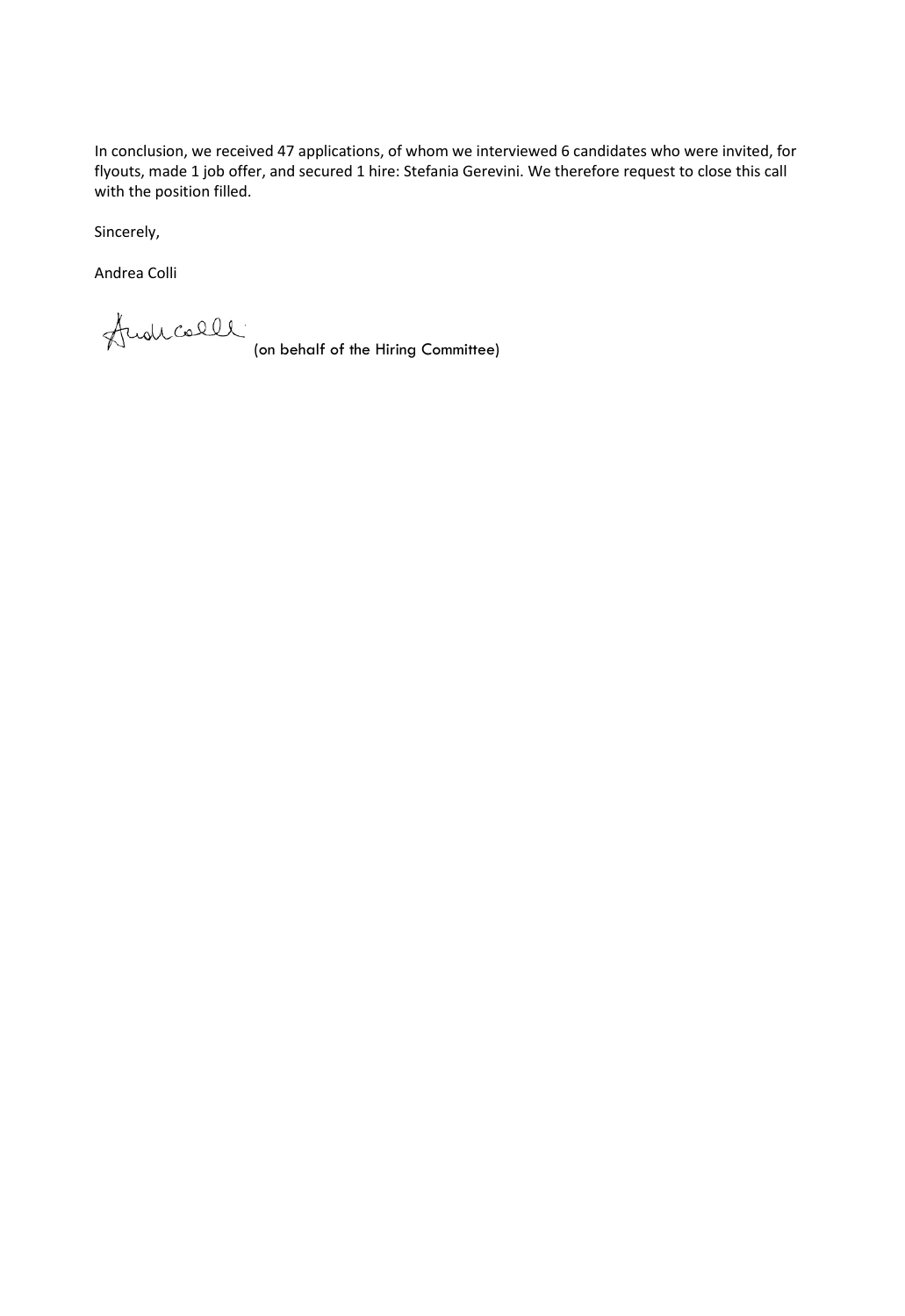In conclusion, we received 47 applications, of whom we interviewed 6 candidates who were invited, for flyouts, made 1 job offer, and secured 1 hire: Stefania Gerevini. We therefore request to close this call with the position filled.

Sincerely,

Andrea Colli

(on behalf of the Hiring Committee)